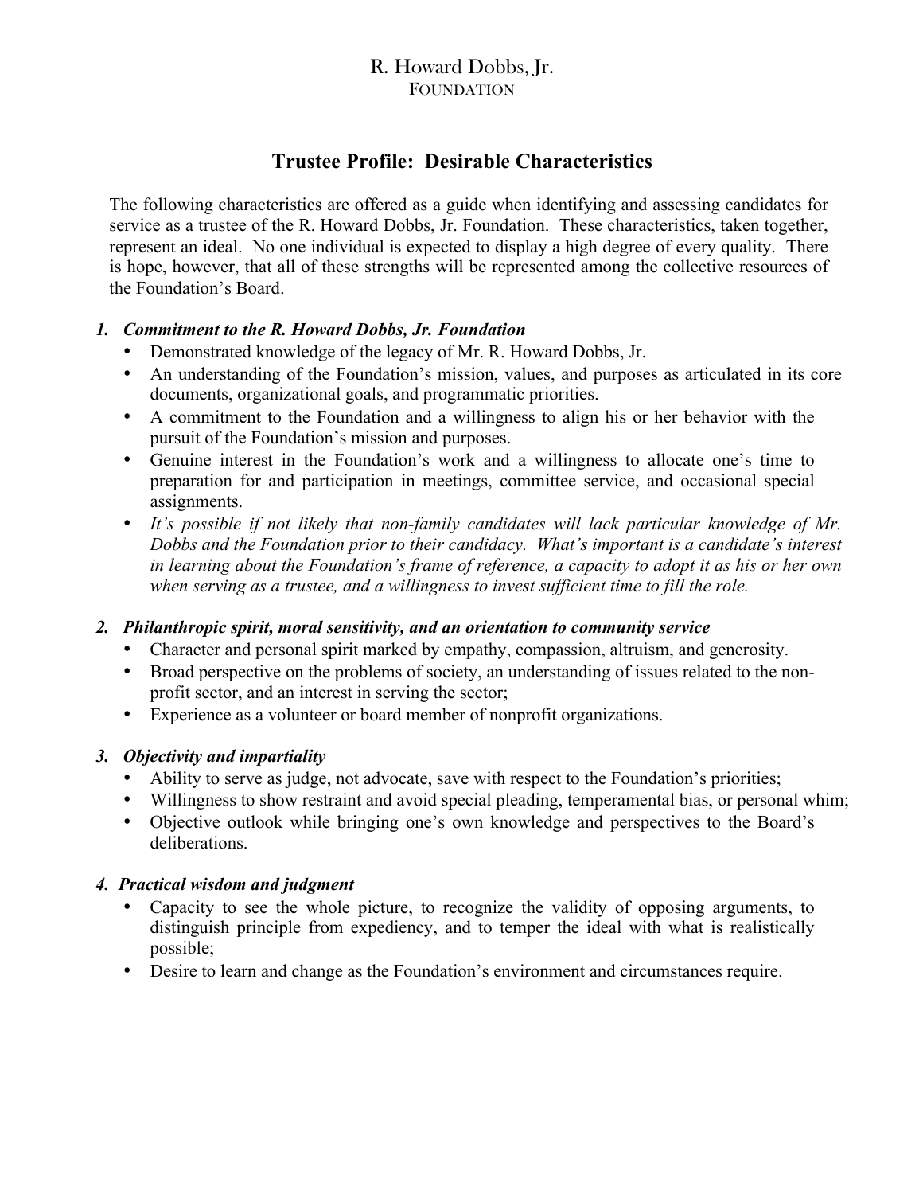R. Howard Dobbs, Jr.
FOUNDATION

# Trustee Profile: Desirable Characteristics

The following characteristics are offered as a guide when identifying and assessing candidates for service as a trustee of the R. Howard Dobbs, Jr. Foundation. These characteristics, taken together, represent an ideal. No one individual is expected to display a high degree of every quality. There is hope, however, that all of these strengths will be represented among the collective resources of the Foundation's Board.

### *1. Commitment to the R. Howard Dobbs, Jr. Foundation*

- Demonstrated knowledge of the legacy of Mr. R. Howard Dobbs, Jr.
- An understanding of the Foundation's mission, values, and purposes as articulated in its core documents, organizational goals, and programmatic priorities.
- A commitment to the Foundation and a willingness to align his or her behavior with the pursuit of the Foundation's mission and purposes.
- Genuine interest in the Foundation's work and a willingness to allocate one's time to preparation for and participation in meetings, committee service, and occasional special assignments.
- *It's possible if not likely that non-family candidates will lack particular knowledge of Mr. Dobbs and the Foundation prior to their candidacy. What's important is a candidate's interest in learning about the Foundation's frame of reference, a capacity to adopt it as his or her own when serving as a trustee, and a willingness to invest sufficient time to fill the role.*

### *2. Philanthropic spirit, moral sensitivity, and an orientation to community service*

- Character and personal spirit marked by empathy, compassion, altruism, and generosity.
- Broad perspective on the problems of society, an understanding of issues related to the non-profit sector, and an interest in serving the sector;
- Experience as a volunteer or board member of nonprofit organizations.

### *3. Objectivity and impartiality*

- Ability to serve as judge, not advocate, save with respect to the Foundation's priorities;
- Willingness to show restraint and avoid special pleading, temperamental bias, or personal whim;
- Objective outlook while bringing one's own knowledge and perspectives to the Board's deliberations.

### *4. Practical wisdom and judgment*

- Capacity to see the whole picture, to recognize the validity of opposing arguments, to distinguish principle from expediency, and to temper the ideal with what is realistically possible;
- Desire to learn and change as the Foundation's environment and circumstances require.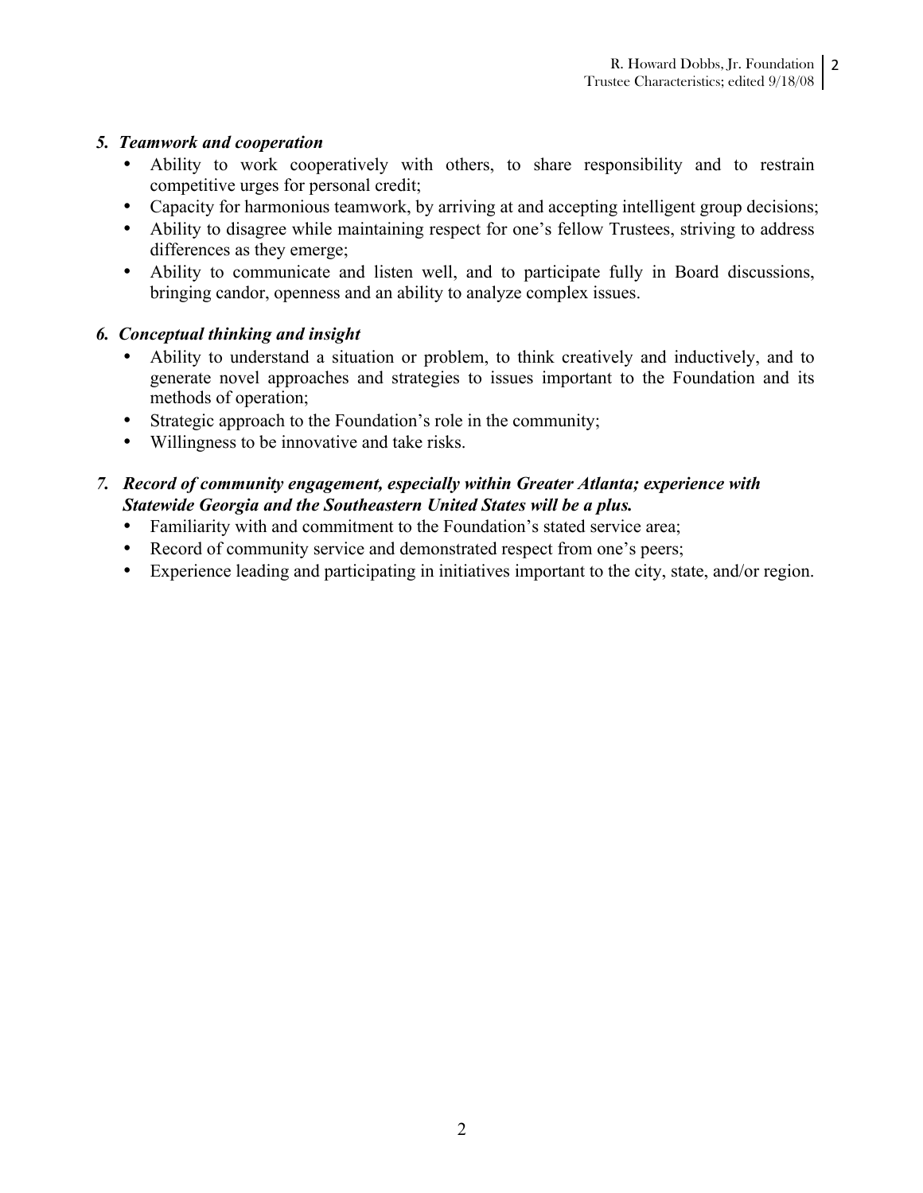***5. Teamwork and cooperation***

- Ability to work cooperatively with others, to share responsibility and to restrain competitive urges for personal credit;
- Capacity for harmonious teamwork, by arriving at and accepting intelligent group decisions;
- Ability to disagree while maintaining respect for one's fellow Trustees, striving to address differences as they emerge;
- Ability to communicate and listen well, and to participate fully in Board discussions, bringing candor, openness and an ability to analyze complex issues.

***6. Conceptual thinking and insight***

- Ability to understand a situation or problem, to think creatively and inductively, and to generate novel approaches and strategies to issues important to the Foundation and its methods of operation;
- Strategic approach to the Foundation's role in the community;
- Willingness to be innovative and take risks.

***7. Record of community engagement, especially within Greater Atlanta; experience with Statewide Georgia and the Southeastern United States will be a plus.***

- Familiarity with and commitment to the Foundation's stated service area;
- Record of community service and demonstrated respect from one's peers;
- Experience leading and participating in initiatives important to the city, state, and/or region.